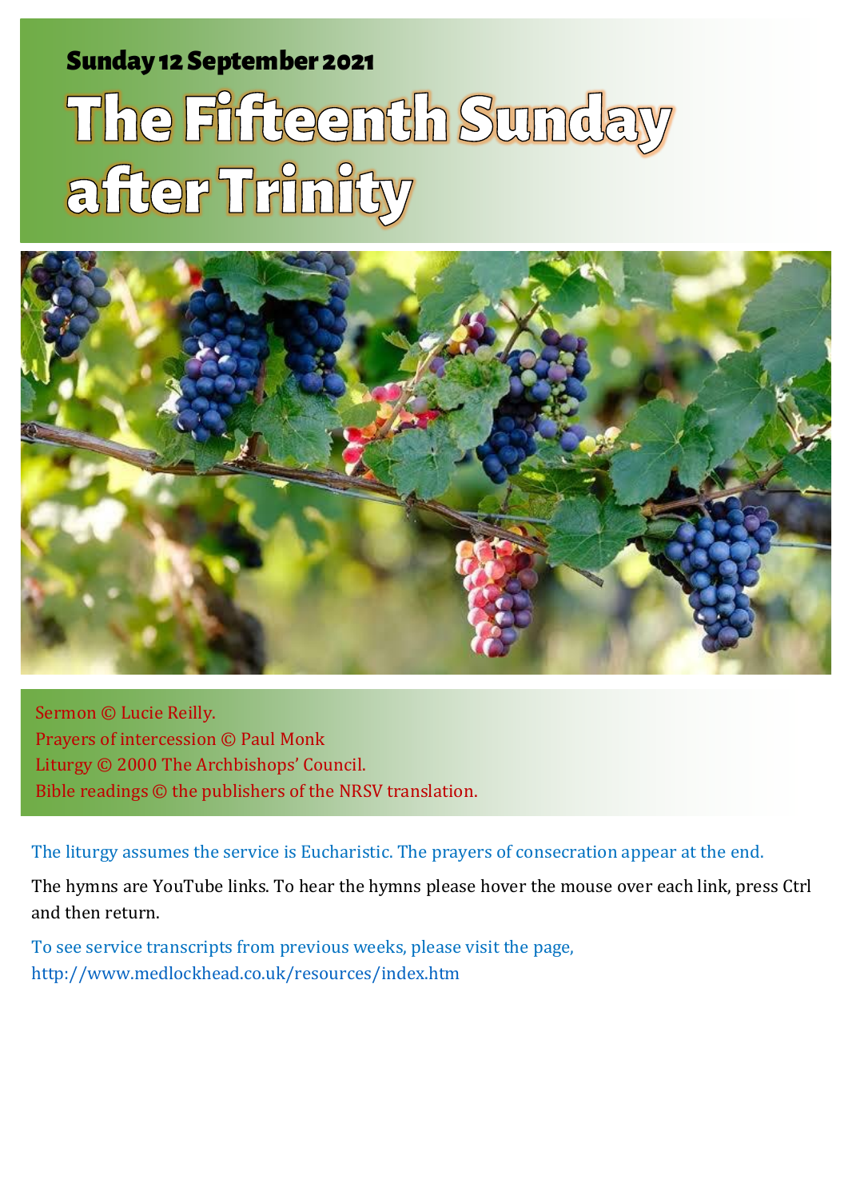Sunday 12 September 2021

# The Fifteenth Sunday after Trinity

Sermon © Lucie Reilly.
Prayers of intercession © Paul Monk
Liturgy © 2000 The Archbishops' Council.
Bible readings © the publishers of the NRSV translation.

The liturgy assumes the service is Eucharistic. The prayers of consecration appear at the end.

The hymns are YouTube links. To hear the hymns please hover the mouse over each link, press Ctrl and then return.

To see service transcripts from previous weeks, please visit the page, http://www.medlockhead.co.uk/resources/index.htm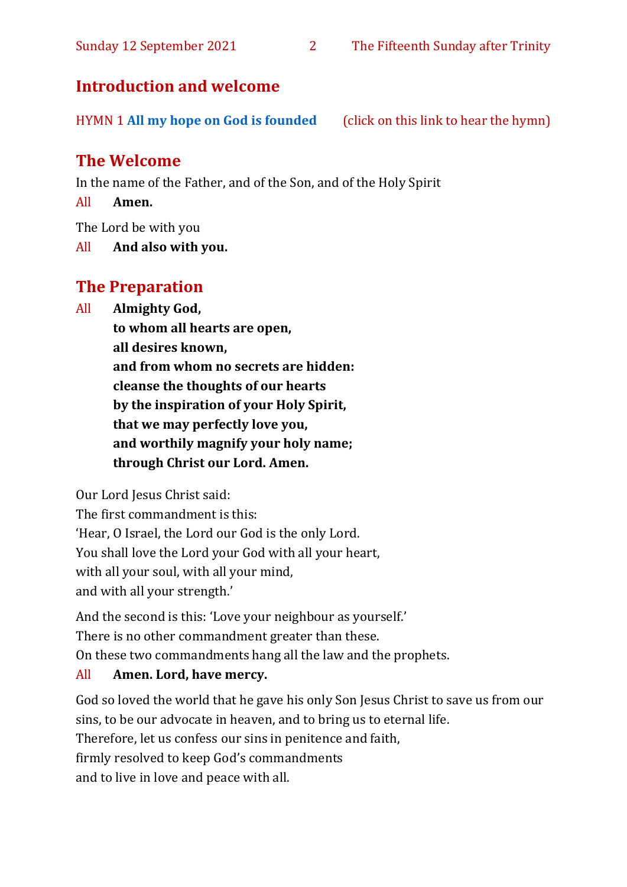## Introduction and welcome

HYMN 1 **All my hope on God is founded** (click on this link to hear the hymn)

## The Welcome

In the name of the Father, and of the Son, and of the Holy Spirit

All **Amen.**

The Lord be with you

All **And also with you.**

## The Preparation

All **Almighty God,**
**to whom all hearts are open,**
**all desires known,**
**and from whom no secrets are hidden:**
**cleanse the thoughts of our hearts**
**by the inspiration of your Holy Spirit,**
**that we may perfectly love you,**
**and worthily magnify your holy name;**
**through Christ our Lord. Amen.**

Our Lord Jesus Christ said:
The first commandment is this:
'Hear, O Israel, the Lord our God is the only Lord.
You shall love the Lord your God with all your heart,
with all your soul, with all your mind,
and with all your strength.'

And the second is this: 'Love your neighbour as yourself.'
There is no other commandment greater than these.
On these two commandments hang all the law and the prophets.

All **Amen. Lord, have mercy.**

God so loved the world that he gave his only Son Jesus Christ to save us from our sins, to be our advocate in heaven, and to bring us to eternal life.
Therefore, let us confess our sins in penitence and faith,
firmly resolved to keep God's commandments
and to live in love and peace with all.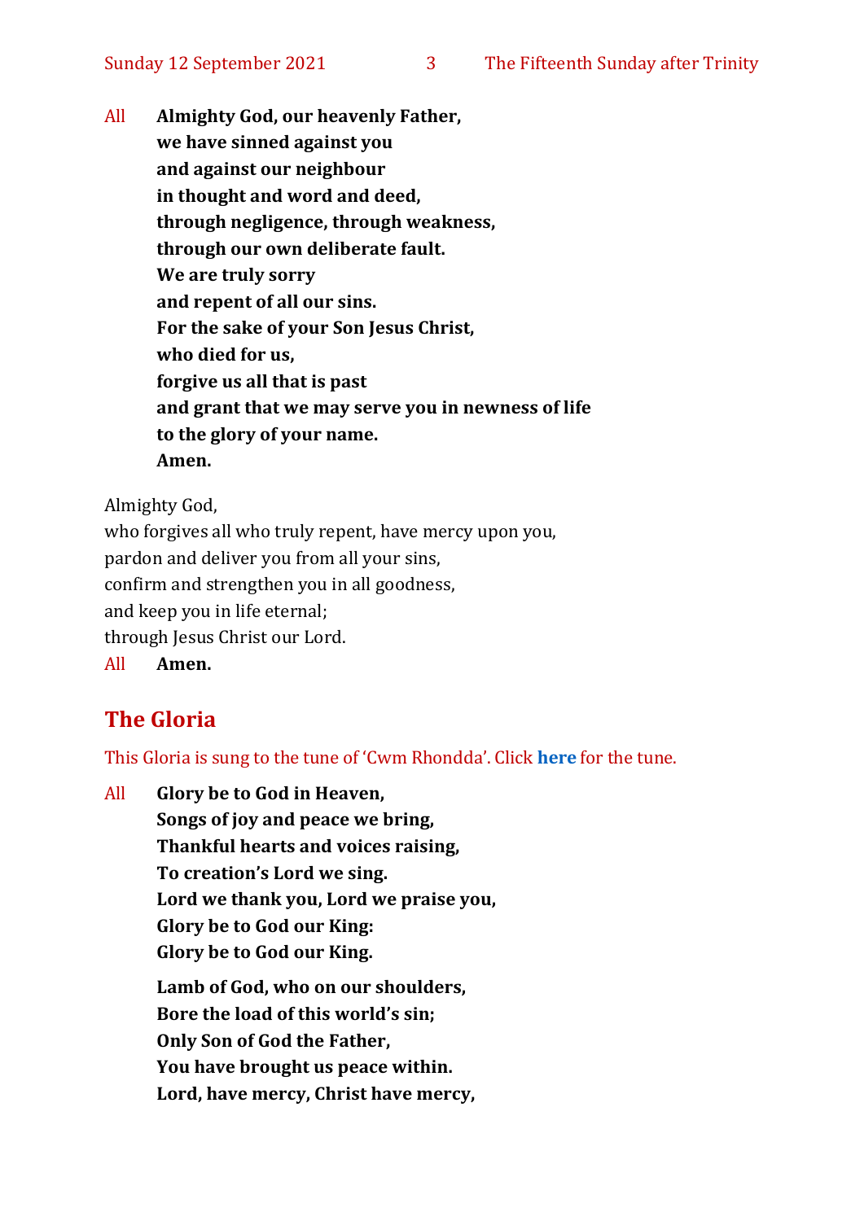All **Almighty God, our heavenly Father,**
**we have sinned against you**
**and against our neighbour**
**in thought and word and deed,**
**through negligence, through weakness,**
**through our own deliberate fault.**
**We are truly sorry**
**and repent of all our sins.**
**For the sake of your Son Jesus Christ,**
**who died for us,**
**forgive us all that is past**
**and grant that we may serve you in newness of life**
**to the glory of your name.**
**Amen.**

Almighty God,
who forgives all who truly repent, have mercy upon you,
pardon and deliver you from all your sins,
confirm and strengthen you in all goodness,
and keep you in life eternal;
through Jesus Christ our Lord.

All **Amen.**

## The Gloria

This Gloria is sung to the tune of 'Cwm Rhondda'. Click **here** for the tune.

All **Glory be to God in Heaven,**
**Songs of joy and peace we bring,**
**Thankful hearts and voices raising,**
**To creation's Lord we sing.**
**Lord we thank you, Lord we praise you,**
**Glory be to God our King:**
**Glory be to God our King.**

**Lamb of God, who on our shoulders,**
**Bore the load of this world's sin;**
**Only Son of God the Father,**
**You have brought us peace within.**
**Lord, have mercy, Christ have mercy,**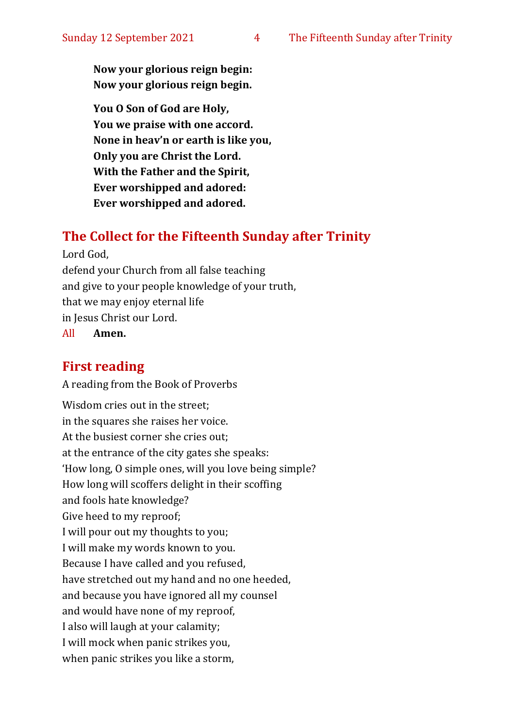**Now your glorious reign begin:**
**Now your glorious reign begin.**

**You O Son of God are Holy,**
**You we praise with one accord.**
**None in heav'n or earth is like you,**
**Only you are Christ the Lord.**
**With the Father and the Spirit,**
**Ever worshipped and adored:**
**Ever worshipped and adored.**

## The Collect for the Fifteenth Sunday after Trinity

Lord God,
defend your Church from all false teaching
and give to your people knowledge of your truth,
that we may enjoy eternal life
in Jesus Christ our Lord.
All **Amen.**

## First reading

A reading from the Book of Proverbs

Wisdom cries out in the street;
in the squares she raises her voice.
At the busiest corner she cries out;
at the entrance of the city gates she speaks:
'How long, O simple ones, will you love being simple?
How long will scoffers delight in their scoffing
and fools hate knowledge?
Give heed to my reproof;
I will pour out my thoughts to you;
I will make my words known to you.
Because I have called and you refused,
have stretched out my hand and no one heeded,
and because you have ignored all my counsel
and would have none of my reproof,
I also will laugh at your calamity;
I will mock when panic strikes you,
when panic strikes you like a storm,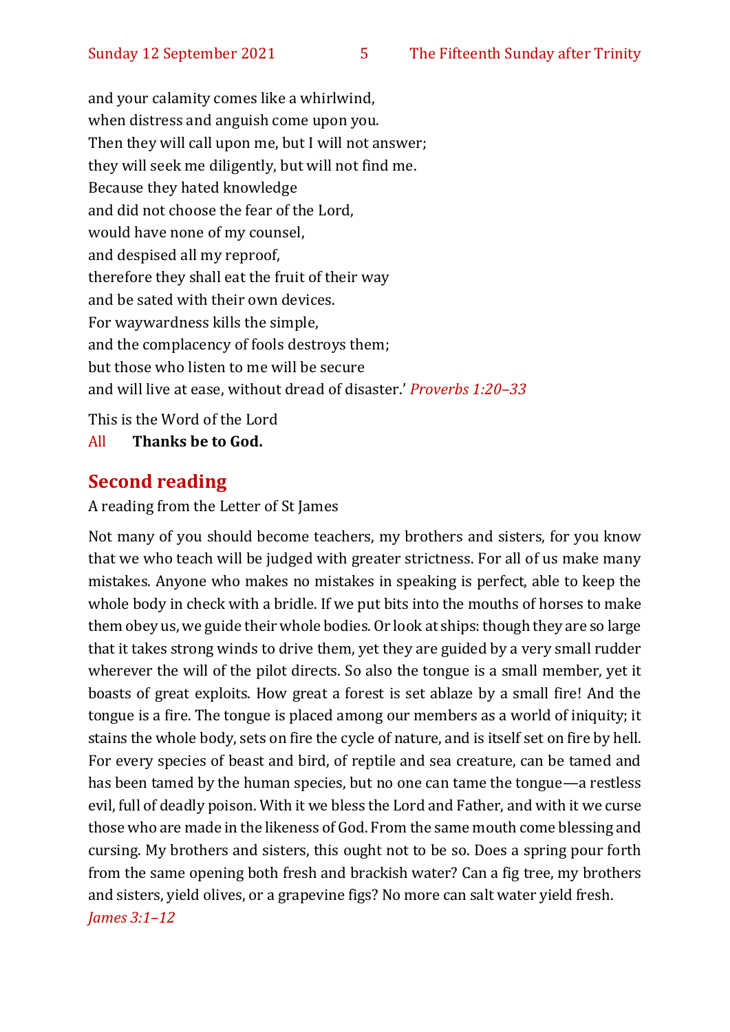and your calamity comes like a whirlwind,
when distress and anguish come upon you.
Then they will call upon me, but I will not answer;
they will seek me diligently, but will not find me.
Because they hated knowledge
and did not choose the fear of the Lord,
would have none of my counsel,
and despised all my reproof,
therefore they shall eat the fruit of their way
and be sated with their own devices.
For waywardness kills the simple,
and the complacency of fools destroys them;
but those who listen to me will be secure
and will live at ease, without dread of disaster.' *Proverbs 1:20–33*

This is the Word of the Lord
All **Thanks be to God.**

## Second reading

A reading from the Letter of St James

Not many of you should become teachers, my brothers and sisters, for you know that we who teach will be judged with greater strictness. For all of us make many mistakes. Anyone who makes no mistakes in speaking is perfect, able to keep the whole body in check with a bridle. If we put bits into the mouths of horses to make them obey us, we guide their whole bodies. Or look at ships: though they are so large that it takes strong winds to drive them, yet they are guided by a very small rudder wherever the will of the pilot directs. So also the tongue is a small member, yet it boasts of great exploits. How great a forest is set ablaze by a small fire! And the tongue is a fire. The tongue is placed among our members as a world of iniquity; it stains the whole body, sets on fire the cycle of nature, and is itself set on fire by hell. For every species of beast and bird, of reptile and sea creature, can be tamed and has been tamed by the human species, but no one can tame the tongue—a restless evil, full of deadly poison. With it we bless the Lord and Father, and with it we curse those who are made in the likeness of God. From the same mouth come blessing and cursing. My brothers and sisters, this ought not to be so. Does a spring pour forth from the same opening both fresh and brackish water? Can a fig tree, my brothers and sisters, yield olives, or a grapevine figs? No more can salt water yield fresh.
*James 3:1–12*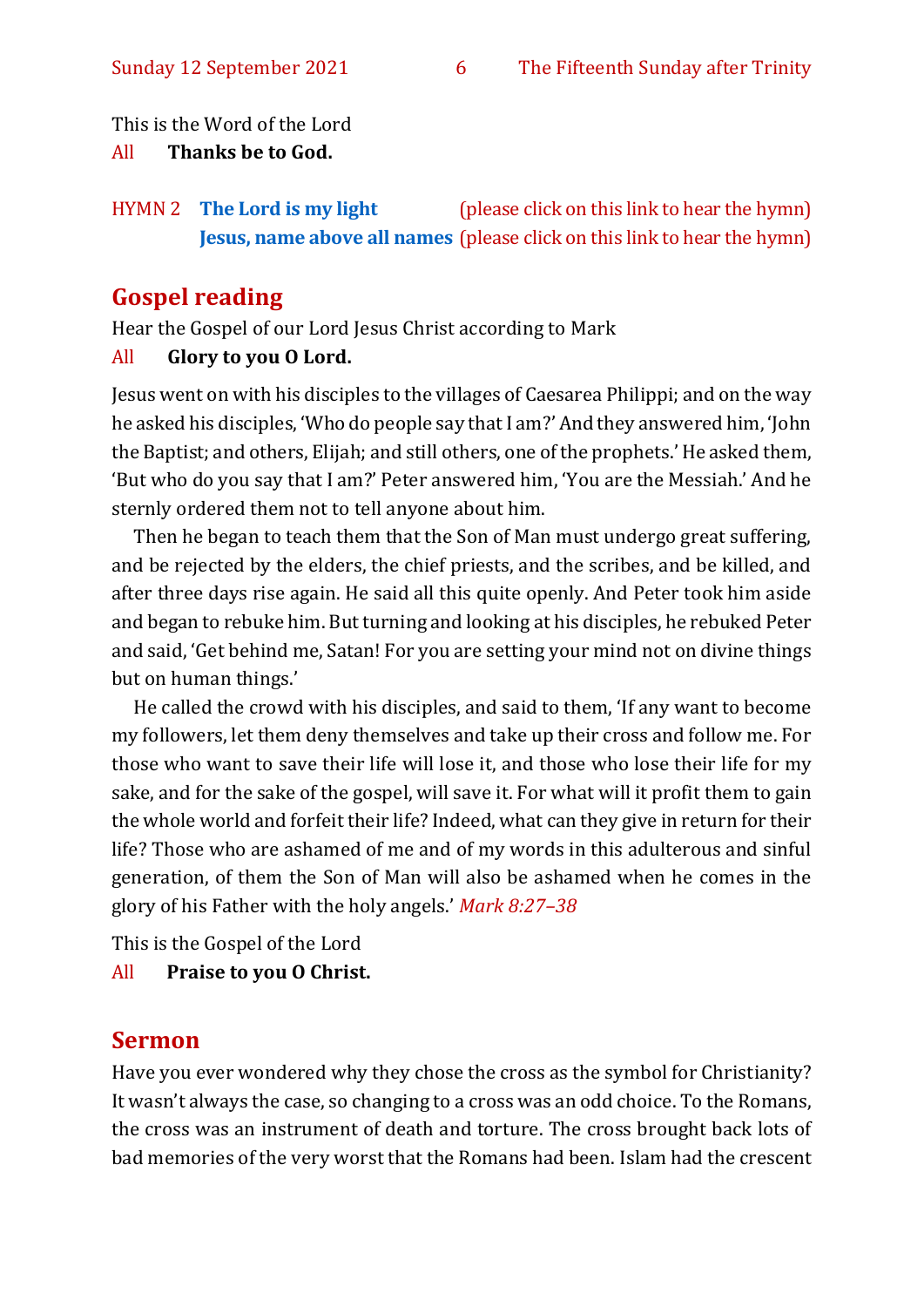This is the Word of the Lord

All **Thanks be to God.**

HYMN 2 **The Lord is my light** (please click on this link to hear the hymn)
**Jesus, name above all names** (please click on this link to hear the hymn)

## Gospel reading

Hear the Gospel of our Lord Jesus Christ according to Mark

All **Glory to you O Lord.**

Jesus went on with his disciples to the villages of Caesarea Philippi; and on the way he asked his disciples, 'Who do people say that I am?' And they answered him, 'John the Baptist; and others, Elijah; and still others, one of the prophets.' He asked them, 'But who do you say that I am?' Peter answered him, 'You are the Messiah.' And he sternly ordered them not to tell anyone about him.

Then he began to teach them that the Son of Man must undergo great suffering, and be rejected by the elders, the chief priests, and the scribes, and be killed, and after three days rise again. He said all this quite openly. And Peter took him aside and began to rebuke him. But turning and looking at his disciples, he rebuked Peter and said, 'Get behind me, Satan! For you are setting your mind not on divine things but on human things.'

He called the crowd with his disciples, and said to them, 'If any want to become my followers, let them deny themselves and take up their cross and follow me. For those who want to save their life will lose it, and those who lose their life for my sake, and for the sake of the gospel, will save it. For what will it profit them to gain the whole world and forfeit their life? Indeed, what can they give in return for their life? Those who are ashamed of me and of my words in this adulterous and sinful generation, of them the Son of Man will also be ashamed when he comes in the glory of his Father with the holy angels.' *Mark 8:27–38*

This is the Gospel of the Lord

All **Praise to you O Christ.**

## Sermon

Have you ever wondered why they chose the cross as the symbol for Christianity? It wasn't always the case, so changing to a cross was an odd choice. To the Romans, the cross was an instrument of death and torture. The cross brought back lots of bad memories of the very worst that the Romans had been. Islam had the crescent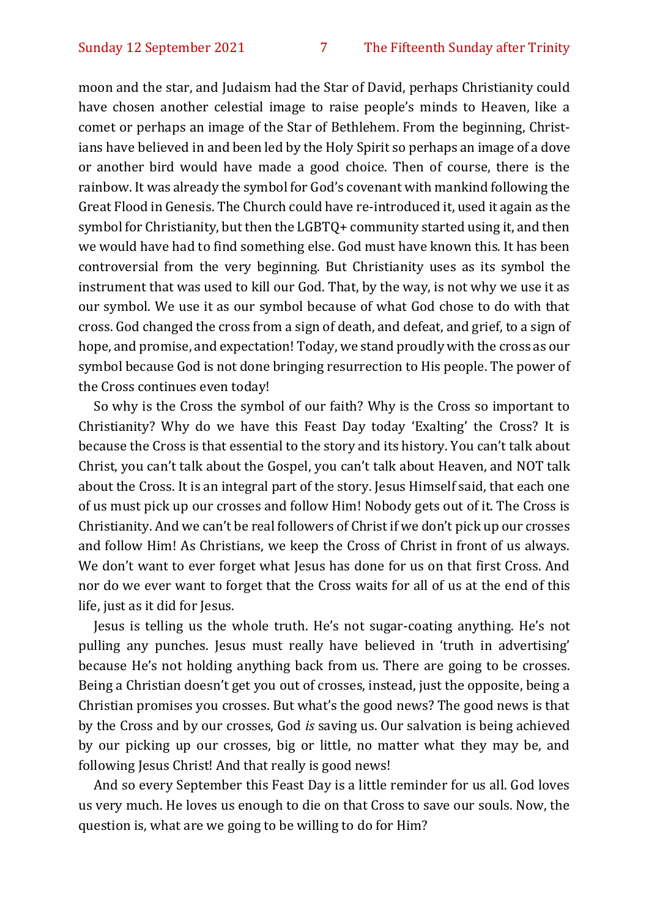moon and the star, and Judaism had the Star of David, perhaps Christianity could have chosen another celestial image to raise people's minds to Heaven, like a comet or perhaps an image of the Star of Bethlehem. From the beginning, Christians have believed in and been led by the Holy Spirit so perhaps an image of a dove or another bird would have made a good choice. Then of course, there is the rainbow. It was already the symbol for God's covenant with mankind following the Great Flood in Genesis. The Church could have re-introduced it, used it again as the symbol for Christianity, but then the LGBTQ+ community started using it, and then we would have had to find something else. God must have known this. It has been controversial from the very beginning. But Christianity uses as its symbol the instrument that was used to kill our God. That, by the way, is not why we use it as our symbol. We use it as our symbol because of what God chose to do with that cross. God changed the cross from a sign of death, and defeat, and grief, to a sign of hope, and promise, and expectation! Today, we stand proudly with the cross as our symbol because God is not done bringing resurrection to His people. The power of the Cross continues even today!

So why is the Cross the symbol of our faith? Why is the Cross so important to Christianity? Why do we have this Feast Day today 'Exalting' the Cross? It is because the Cross is that essential to the story and its history. You can't talk about Christ, you can't talk about the Gospel, you can't talk about Heaven, and NOT talk about the Cross. It is an integral part of the story. Jesus Himself said, that each one of us must pick up our crosses and follow Him! Nobody gets out of it. The Cross is Christianity. And we can't be real followers of Christ if we don't pick up our crosses and follow Him! As Christians, we keep the Cross of Christ in front of us always. We don't want to ever forget what Jesus has done for us on that first Cross. And nor do we ever want to forget that the Cross waits for all of us at the end of this life, just as it did for Jesus.

Jesus is telling us the whole truth. He's not sugar-coating anything. He's not pulling any punches. Jesus must really have believed in 'truth in advertising' because He's not holding anything back from us. There are going to be crosses. Being a Christian doesn't get you out of crosses, instead, just the opposite, being a Christian promises you crosses. But what's the good news? The good news is that by the Cross and by our crosses, God *is* saving us. Our salvation is being achieved by our picking up our crosses, big or little, no matter what they may be, and following Jesus Christ! And that really is good news!

And so every September this Feast Day is a little reminder for us all. God loves us very much. He loves us enough to die on that Cross to save our souls. Now, the question is, what are we going to be willing to do for Him?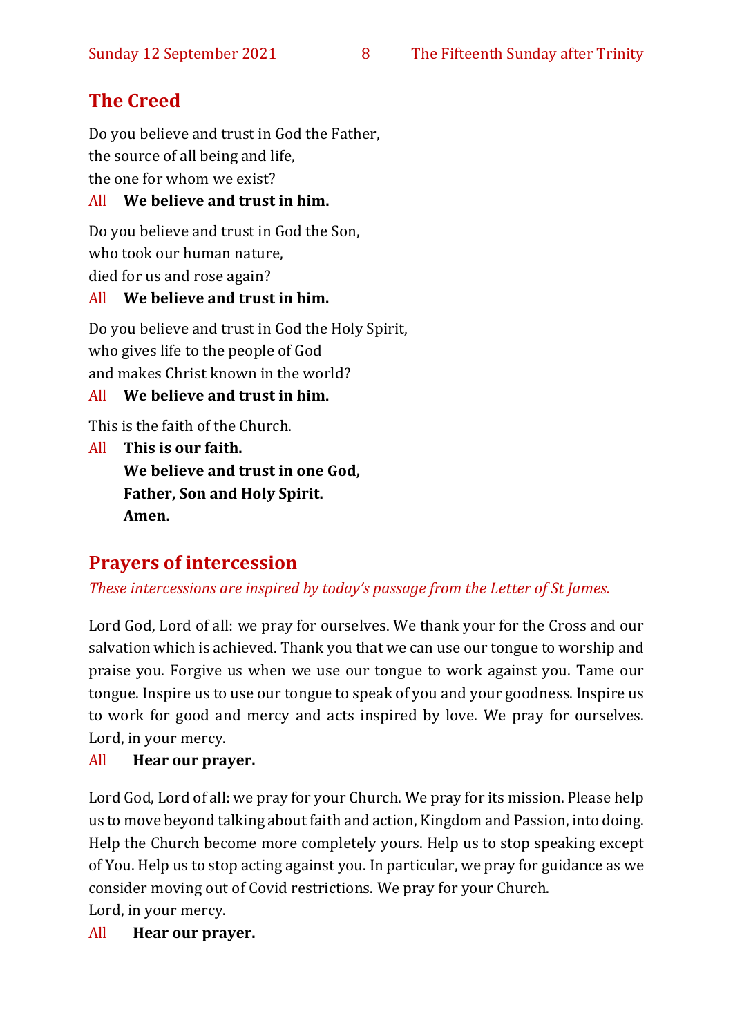## The Creed

Do you believe and trust in God the Father,
the source of all being and life,
the one for whom we exist?

All **We believe and trust in him.**

Do you believe and trust in God the Son,
who took our human nature,
died for us and rose again?

All **We believe and trust in him.**

Do you believe and trust in God the Holy Spirit,
who gives life to the people of God
and makes Christ known in the world?

All **We believe and trust in him.**

This is the faith of the Church.

All **This is our faith.**
**We believe and trust in one God,**
**Father, Son and Holy Spirit.**
**Amen.**

## Prayers of intercession

*These intercessions are inspired by today's passage from the Letter of St James.*

Lord God, Lord of all: we pray for ourselves. We thank your for the Cross and our salvation which is achieved. Thank you that we can use our tongue to worship and praise you. Forgive us when we use our tongue to work against you. Tame our tongue. Inspire us to use our tongue to speak of you and your goodness. Inspire us to work for good and mercy and acts inspired by love. We pray for ourselves. Lord, in your mercy.

All **Hear our prayer.**

Lord God, Lord of all: we pray for your Church. We pray for its mission. Please help us to move beyond talking about faith and action, Kingdom and Passion, into doing. Help the Church become more completely yours. Help us to stop speaking except of You. Help us to stop acting against you. In particular, we pray for guidance as we consider moving out of Covid restrictions. We pray for your Church.
Lord, in your mercy.

All **Hear our prayer.**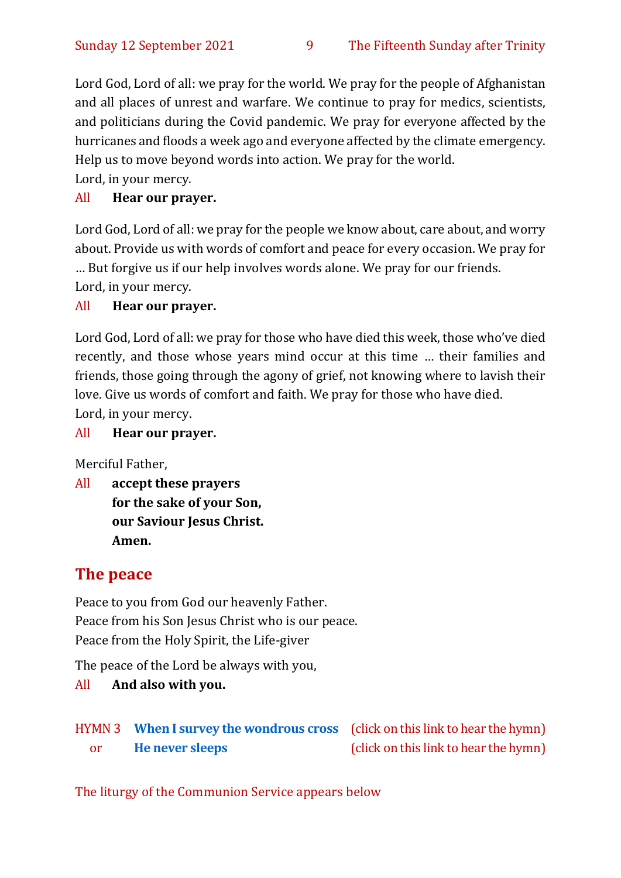Lord God, Lord of all: we pray for the world. We pray for the people of Afghanistan and all places of unrest and warfare. We continue to pray for medics, scientists, and politicians during the Covid pandemic. We pray for everyone affected by the hurricanes and floods a week ago and everyone affected by the climate emergency. Help us to move beyond words into action. We pray for the world.
Lord, in your mercy.

All **Hear our prayer.**

Lord God, Lord of all: we pray for the people we know about, care about, and worry about. Provide us with words of comfort and peace for every occasion. We pray for … But forgive us if our help involves words alone. We pray for our friends.
Lord, in your mercy.

All **Hear our prayer.**

Lord God, Lord of all: we pray for those who have died this week, those who've died recently, and those whose years mind occur at this time … their families and friends, those going through the agony of grief, not knowing where to lavish their love. Give us words of comfort and faith. We pray for those who have died.
Lord, in your mercy.

All **Hear our prayer.**

Merciful Father,

All **accept these prayers**
**for the sake of your Son,**
**our Saviour Jesus Christ.**
**Amen.**

## The peace

Peace to you from God our heavenly Father.
Peace from his Son Jesus Christ who is our peace.
Peace from the Holy Spirit, the Life-giver

The peace of the Lord be always with you,

All **And also with you.**

HYMN 3 **When I survey the wondrous cross** (click on this link to hear the hymn)
or **He never sleeps** (click on this link to hear the hymn)

The liturgy of the Communion Service appears below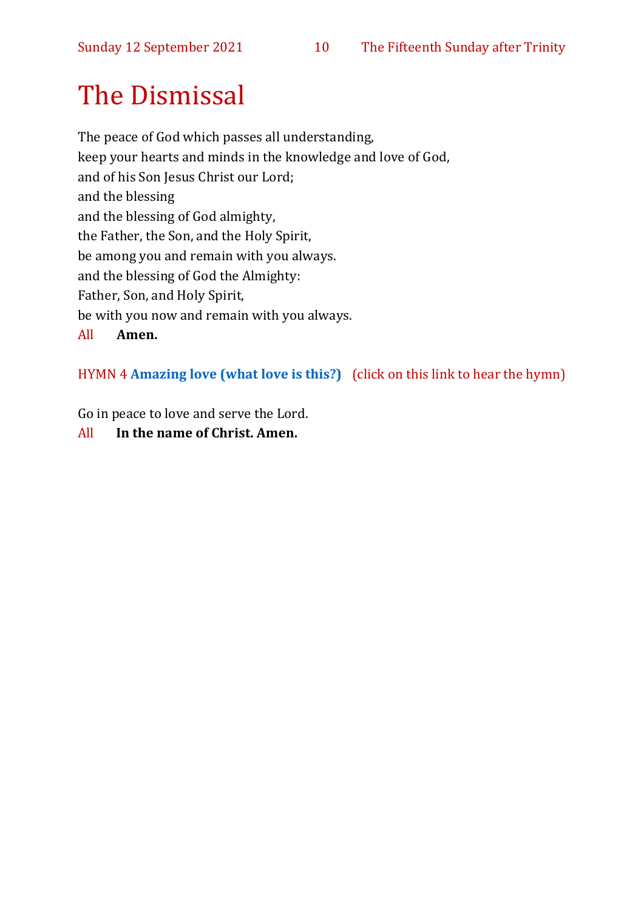# The Dismissal

The peace of God which passes all understanding,
keep your hearts and minds in the knowledge and love of God,
and of his Son Jesus Christ our Lord;
and the blessing
and the blessing of God almighty,
the Father, the Son, and the Holy Spirit,
be among you and remain with you always.
and the blessing of God the Almighty:
Father, Son, and Holy Spirit,
be with you now and remain with you always.

All **Amen.**

HYMN 4 **Amazing love (what love is this?)** (click on this link to hear the hymn)

Go in peace to love and serve the Lord.

All **In the name of Christ. Amen.**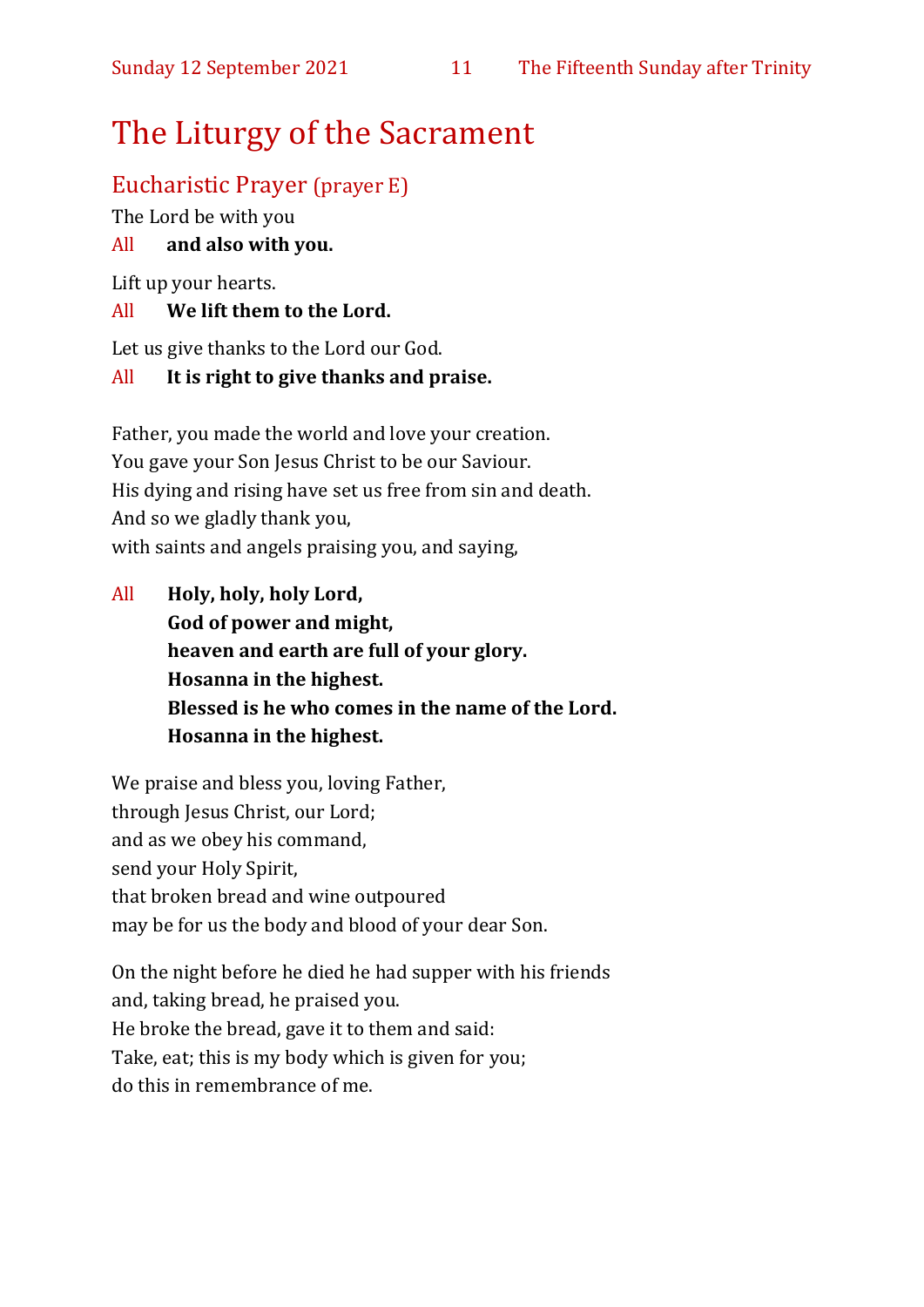# The Liturgy of the Sacrament

## Eucharistic Prayer (prayer E)

The Lord be with you

All **and also with you.**

Lift up your hearts.

All **We lift them to the Lord.**

Let us give thanks to the Lord our God.

All **It is right to give thanks and praise.**

Father, you made the world and love your creation.
You gave your Son Jesus Christ to be our Saviour.
His dying and rising have set us free from sin and death.
And so we gladly thank you,
with saints and angels praising you, and saying,

All **Holy, holy, holy Lord,**
**God of power and might,**
**heaven and earth are full of your glory.**
**Hosanna in the highest.**
**Blessed is he who comes in the name of the Lord.**
**Hosanna in the highest.**

We praise and bless you, loving Father,
through Jesus Christ, our Lord;
and as we obey his command,
send your Holy Spirit,
that broken bread and wine outpoured
may be for us the body and blood of your dear Son.

On the night before he died he had supper with his friends
and, taking bread, he praised you.
He broke the bread, gave it to them and said:
Take, eat; this is my body which is given for you;
do this in remembrance of me.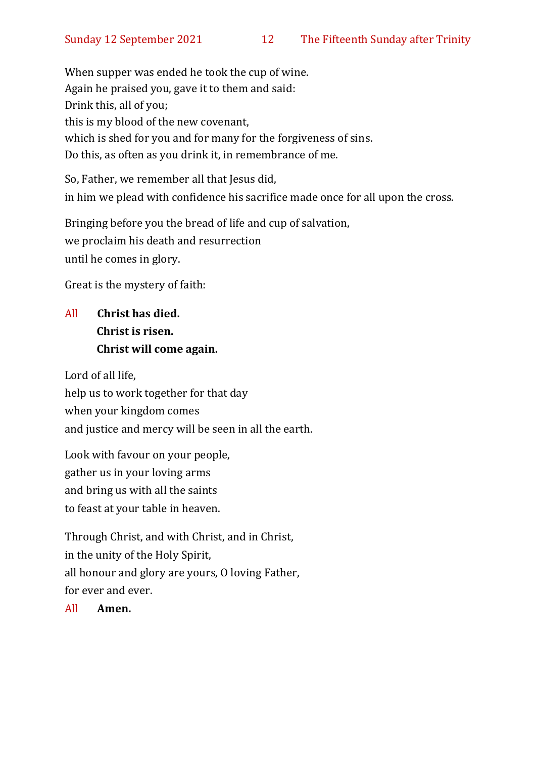When supper was ended he took the cup of wine.
Again he praised you, gave it to them and said:
Drink this, all of you;
this is my blood of the new covenant,
which is shed for you and for many for the forgiveness of sins.
Do this, as often as you drink it, in remembrance of me.

So, Father, we remember all that Jesus did,
in him we plead with confidence his sacrifice made once for all upon the cross.

Bringing before you the bread of life and cup of salvation,
we proclaim his death and resurrection
until he comes in glory.

Great is the mystery of faith:

All **Christ has died.**
**Christ is risen.**
**Christ will come again.**

Lord of all life,
help us to work together for that day
when your kingdom comes
and justice and mercy will be seen in all the earth.

Look with favour on your people,
gather us in your loving arms
and bring us with all the saints
to feast at your table in heaven.

Through Christ, and with Christ, and in Christ,
in the unity of the Holy Spirit,
all honour and glory are yours, O loving Father,
for ever and ever.

All **Amen.**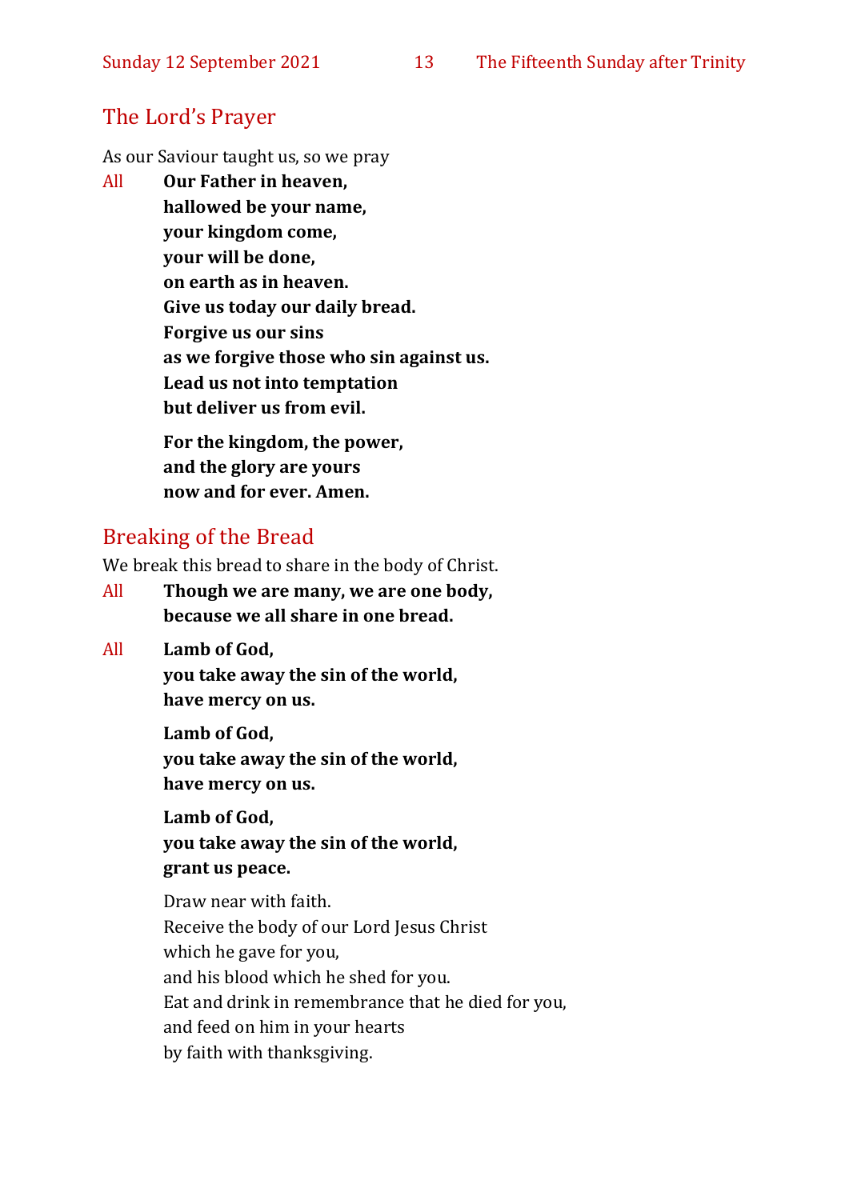## The Lord's Prayer

As our Saviour taught us, so we pray

All **Our Father in heaven,**
**hallowed be your name,**
**your kingdom come,**
**your will be done,**
**on earth as in heaven.**
**Give us today our daily bread.**
**Forgive us our sins**
**as we forgive those who sin against us.**
**Lead us not into temptation**
**but deliver us from evil.**

**For the kingdom, the power,**
**and the glory are yours**
**now and for ever. Amen.**

## Breaking of the Bread

We break this bread to share in the body of Christ.

All **Though we are many, we are one body,**
**because we all share in one bread.**

All **Lamb of God,**
**you take away the sin of the world,**
**have mercy on us.**

**Lamb of God,**
**you take away the sin of the world,**
**have mercy on us.**

**Lamb of God,**
**you take away the sin of the world,**
**grant us peace.**

Draw near with faith.
Receive the body of our Lord Jesus Christ
which he gave for you,
and his blood which he shed for you.
Eat and drink in remembrance that he died for you,
and feed on him in your hearts
by faith with thanksgiving.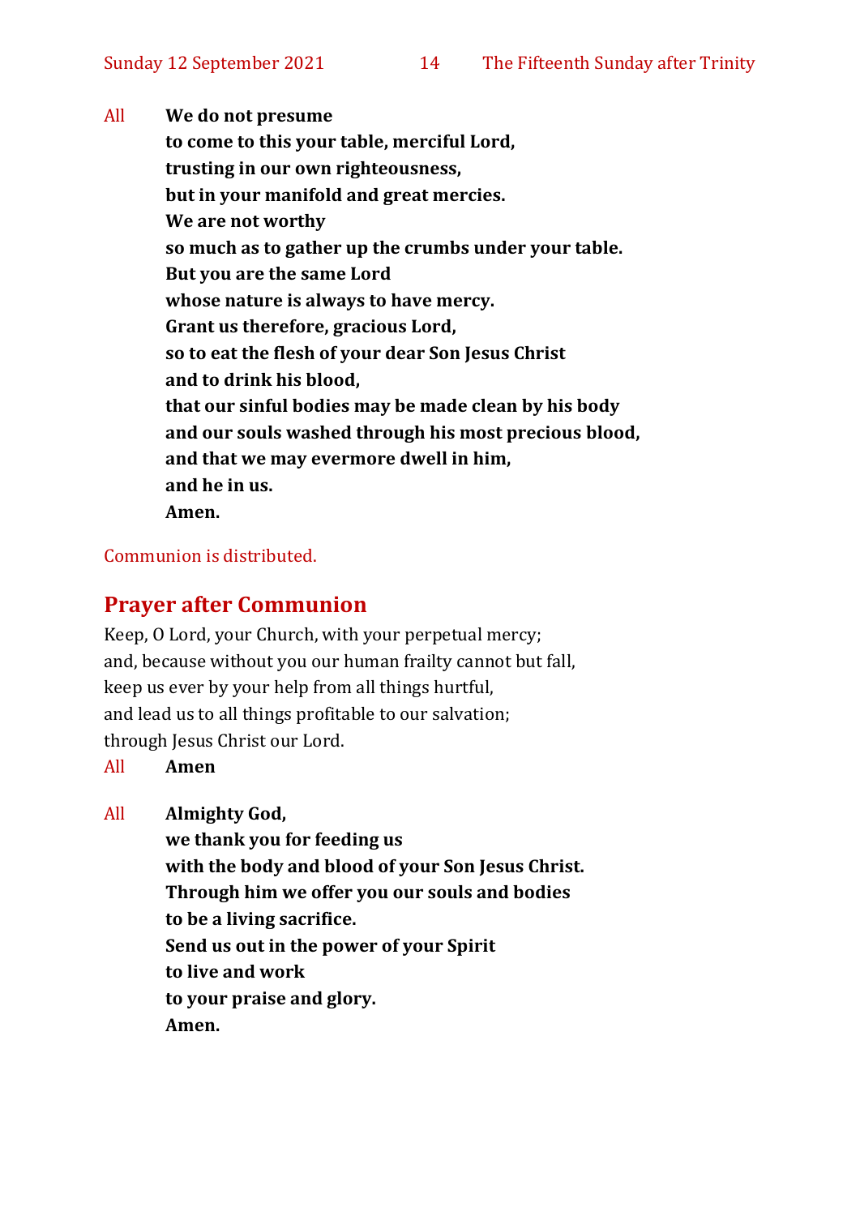All **We do not presume**
**to come to this your table, merciful Lord,**
**trusting in our own righteousness,**
**but in your manifold and great mercies.**
**We are not worthy**
**so much as to gather up the crumbs under your table.**
**But you are the same Lord**
**whose nature is always to have mercy.**
**Grant us therefore, gracious Lord,**
**so to eat the flesh of your dear Son Jesus Christ**
**and to drink his blood,**
**that our sinful bodies may be made clean by his body**
**and our souls washed through his most precious blood,**
**and that we may evermore dwell in him,**
**and he in us.**
**Amen.**

Communion is distributed.

## Prayer after Communion

Keep, O Lord, your Church, with your perpetual mercy;
and, because without you our human frailty cannot but fall,
keep us ever by your help from all things hurtful,
and lead us to all things profitable to our salvation;
through Jesus Christ our Lord.

All **Amen**

All **Almighty God,**
**we thank you for feeding us**
**with the body and blood of your Son Jesus Christ.**
**Through him we offer you our souls and bodies**
**to be a living sacrifice.**
**Send us out in the power of your Spirit**
**to live and work**
**to your praise and glory.**
**Amen.**